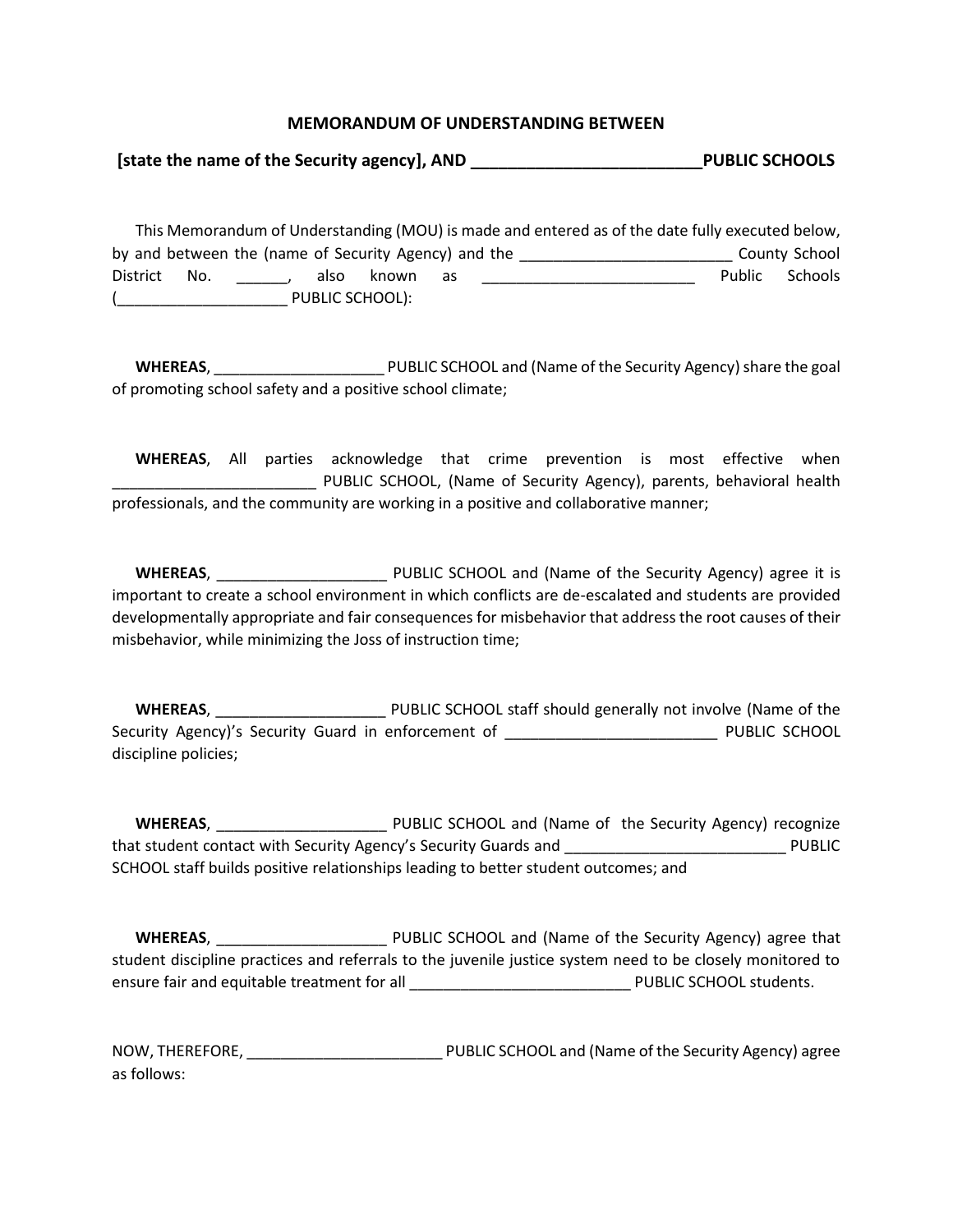**MEMORANDUM OF UNDERSTANDING BETWEEN**

**[state the name of the Security agency], AND _________________________PUBLIC SCHOOLS**

This Memorandum of Understanding (MOU) is made and entered as of the date fully executed below, by and between the (name of Security Agency) and the _________________________ County School District No. ______, also known as _________________________ Public Schools (____________________ PUBLIC SCHOOL):

**WHEREAS**, ____________________ PUBLIC SCHOOL and (Name of the Security Agency) share the goal of promoting school safety and a positive school climate;

**WHEREAS**, All parties acknowledge that crime prevention is most effective when ________________________ PUBLIC SCHOOL, (Name of Security Agency), parents, behavioral health professionals, and the community are working in a positive and collaborative manner;

**WHEREAS**, ____________________ PUBLIC SCHOOL and (Name of the Security Agency) agree it is important to create a school environment in which conflicts are de-escalated and students are provided developmentally appropriate and fair consequences for misbehavior that address the root causes of their misbehavior, while minimizing the Joss of instruction time;

**WHEREAS**, ____________________ PUBLIC SCHOOL staff should generally not involve (Name of the Security Agency)'s Security Guard in enforcement of _________________________ PUBLIC SCHOOL discipline policies;

**WHEREAS**, ____________________ PUBLIC SCHOOL and (Name of the Security Agency) recognize that student contact with Security Agency's Security Guards and __________________________ PUBLIC SCHOOL staff builds positive relationships leading to better student outcomes; and

**WHEREAS**, ____________________ PUBLIC SCHOOL and (Name of the Security Agency) agree that student discipline practices and referrals to the juvenile justice system need to be closely monitored to ensure fair and equitable treatment for all __________________________ PUBLIC SCHOOL students.

NOW, THEREFORE, _______________________ PUBLIC SCHOOL and (Name of the Security Agency) agree as follows: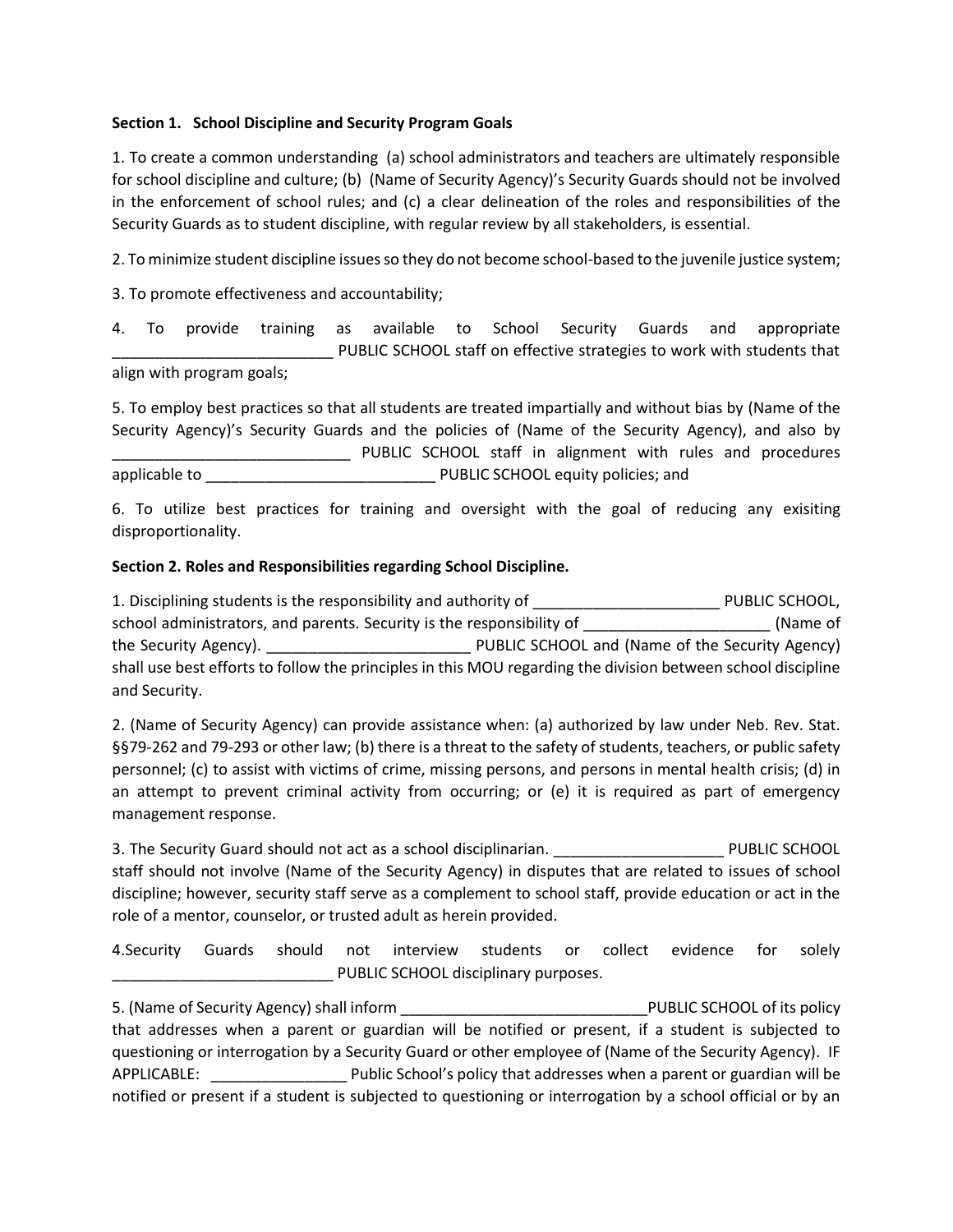**Section 1. School Discipline and Security Program Goals**

1. To create a common understanding (a) school administrators and teachers are ultimately responsible for school discipline and culture; (b) (Name of Security Agency)'s Security Guards should not be involved in the enforcement of school rules; and (c) a clear delineation of the roles and responsibilities of the Security Guards as to student discipline, with regular review by all stakeholders, is essential.

2. To minimize student discipline issues so they do not become school-based to the juvenile justice system;

3. To promote effectiveness and accountability;

4. To provide training as available to School Security Guards and appropriate __________________________ PUBLIC SCHOOL staff on effective strategies to work with students that align with program goals;

5. To employ best practices so that all students are treated impartially and without bias by (Name of the Security Agency)'s Security Guards and the policies of (Name of the Security Agency), and also by ____________________________ PUBLIC SCHOOL staff in alignment with rules and procedures applicable to ____________________________ PUBLIC SCHOOL equity policies; and

6. To utilize best practices for training and oversight with the goal of reducing any exisiting disproportionality.

**Section 2. Roles and Responsibilities regarding School Discipline.**

1. Disciplining students is the responsibility and authority of ______________________ PUBLIC SCHOOL, school administrators, and parents. Security is the responsibility of ______________________ (Name of the Security Agency). ________________________ PUBLIC SCHOOL and (Name of the Security Agency) shall use best efforts to follow the principles in this MOU regarding the division between school discipline and Security.

2. (Name of Security Agency) can provide assistance when: (a) authorized by law under Neb. Rev. Stat. §§79-262 and 79-293 or other law; (b) there is a threat to the safety of students, teachers, or public safety personnel; (c) to assist with victims of crime, missing persons, and persons in mental health crisis; (d) in an attempt to prevent criminal activity from occurring; or (e) it is required as part of emergency management response.

3. The Security Guard should not act as a school disciplinarian. ____________________ PUBLIC SCHOOL staff should not involve (Name of the Security Agency) in disputes that are related to issues of school discipline; however, security staff serve as a complement to school staff, provide education or act in the role of a mentor, counselor, or trusted adult as herein provided.

4.Security Guards should not interview students or collect evidence for solely __________________________ PUBLIC SCHOOL disciplinary purposes.

5. (Name of Security Agency) shall inform _____________________________PUBLIC SCHOOL of its policy that addresses when a parent or guardian will be notified or present, if a student is subjected to questioning or interrogation by a Security Guard or other employee of (Name of the Security Agency). IF APPLICABLE: ________________ Public School's policy that addresses when a parent or guardian will be notified or present if a student is subjected to questioning or interrogation by a school official or by an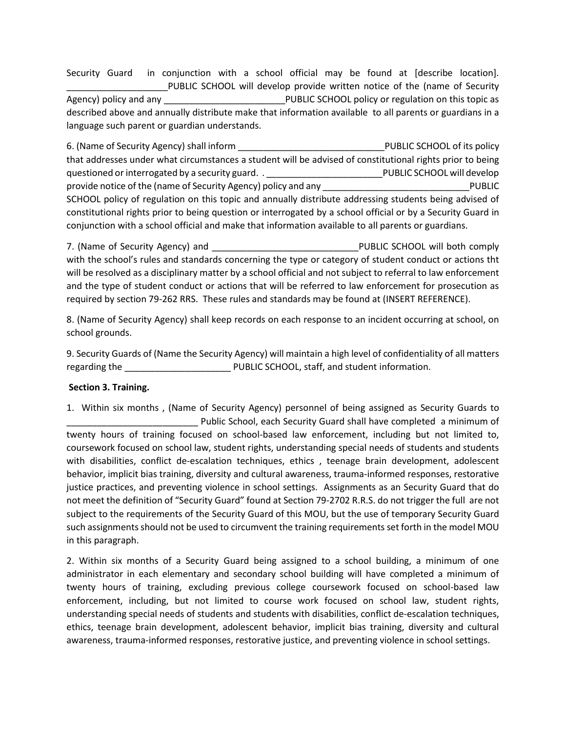Security Guard in conjunction with a school official may be found at [describe location]. ____________________PUBLIC SCHOOL will develop provide written notice of the (name of Security Agency) policy and any ________________________PUBLIC SCHOOL policy or regulation on this topic as described above and annually distribute make that information available to all parents or guardians in a language such parent or guardian understands.

6. (Name of Security Agency) shall inform _____________________________PUBLIC SCHOOL of its policy that addresses under what circumstances a student will be advised of constitutional rights prior to being questioned or interrogated by a security guard. . _______________________PUBLIC SCHOOL will develop provide notice of the (name of Security Agency) policy and any _____________________________PUBLIC SCHOOL policy of regulation on this topic and annually distribute addressing students being advised of constitutional rights prior to being question or interrogated by a school official or by a Security Guard in conjunction with a school official and make that information available to all parents or guardians.

7. (Name of Security Agency) and _____________________________PUBLIC SCHOOL will both comply with the school's rules and standards concerning the type or category of student conduct or actions tht will be resolved as a disciplinary matter by a school official and not subject to referral to law enforcement and the type of student conduct or actions that will be referred to law enforcement for prosecution as required by section 79-262 RRS. These rules and standards may be found at (INSERT REFERENCE).

8. (Name of Security Agency) shall keep records on each response to an incident occurring at school, on school grounds.

9. Security Guards of (Name the Security Agency) will maintain a high level of confidentiality of all matters regarding the _____________________ PUBLIC SCHOOL, staff, and student information.

**Section 3. Training.**

1. Within six months , (Name of Security Agency) personnel of being assigned as Security Guards to __________________________ Public School, each Security Guard shall have completed a minimum of twenty hours of training focused on school-based law enforcement, including but not limited to, coursework focused on school law, student rights, understanding special needs of students and students with disabilities, conflict de-escalation techniques, ethics , teenage brain development, adolescent behavior, implicit bias training, diversity and cultural awareness, trauma-informed responses, restorative justice practices, and preventing violence in school settings. Assignments as an Security Guard that do not meet the definition of "Security Guard" found at Section 79-2702 R.R.S. do not trigger the full are not subject to the requirements of the Security Guard of this MOU, but the use of temporary Security Guard such assignments should not be used to circumvent the training requirements set forth in the model MOU in this paragraph.

2. Within six months of a Security Guard being assigned to a school building, a minimum of one administrator in each elementary and secondary school building will have completed a minimum of twenty hours of training, excluding previous college coursework focused on school-based law enforcement, including, but not limited to course work focused on school law, student rights, understanding special needs of students and students with disabilities, conflict de-escalation techniques, ethics, teenage brain development, adolescent behavior, implicit bias training, diversity and cultural awareness, trauma-informed responses, restorative justice, and preventing violence in school settings.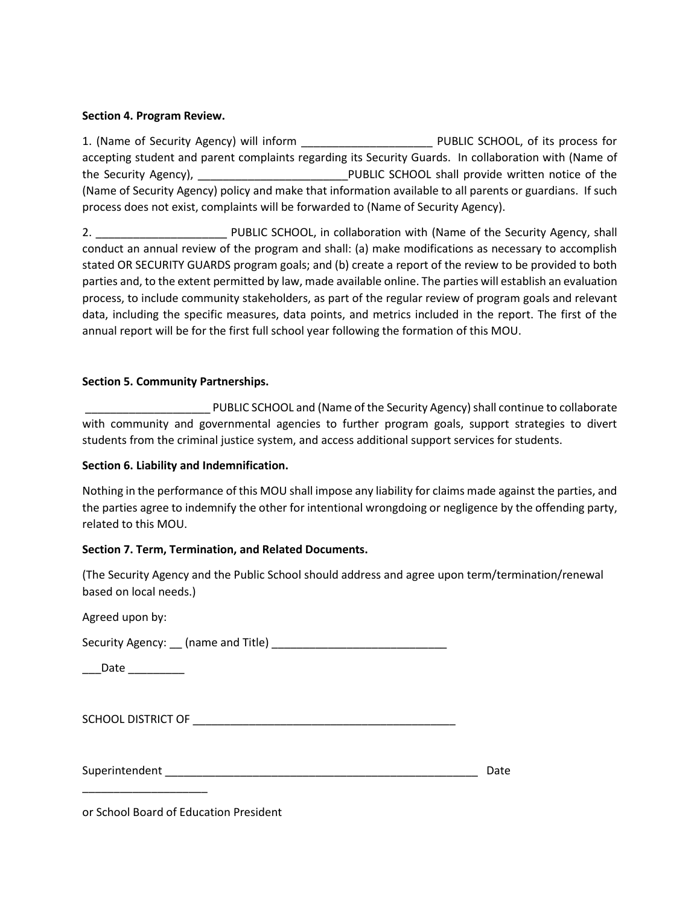**Section 4. Program Review.**

1. (Name of Security Agency) will inform _____________________ PUBLIC SCHOOL, of its process for accepting student and parent complaints regarding its Security Guards. In collaboration with (Name of the Security Agency), ________________________PUBLIC SCHOOL shall provide written notice of the (Name of Security Agency) policy and make that information available to all parents or guardians. If such process does not exist, complaints will be forwarded to (Name of Security Agency).

2. _____________________ PUBLIC SCHOOL, in collaboration with (Name of the Security Agency, shall conduct an annual review of the program and shall: (a) make modifications as necessary to accomplish stated OR SECURITY GUARDS program goals; and (b) create a report of the review to be provided to both parties and, to the extent permitted by law, made available online. The parties will establish an evaluation process, to include community stakeholders, as part of the regular review of program goals and relevant data, including the specific measures, data points, and metrics included in the report. The first of the annual report will be for the first full school year following the formation of this MOU.

**Section 5. Community Partnerships.**

____________________ PUBLIC SCHOOL and (Name of the Security Agency) shall continue to collaborate with community and governmental agencies to further program goals, support strategies to divert students from the criminal justice system, and access additional support services for students.

**Section 6. Liability and Indemnification.**

Nothing in the performance of this MOU shall impose any liability for claims made against the parties, and the parties agree to indemnify the other for intentional wrongdoing or negligence by the offending party, related to this MOU.

**Section 7. Term, Termination, and Related Documents.**

(The Security Agency and the Public School should address and agree upon term/termination/renewal based on local needs.)

Agreed upon by:

Security Agency: __ (name and Title) ____________________________

___Date _________

SCHOOL DISTRICT OF ___________________________________________

Superintendent ____________________________________________________ Date ____________________

or School Board of Education President